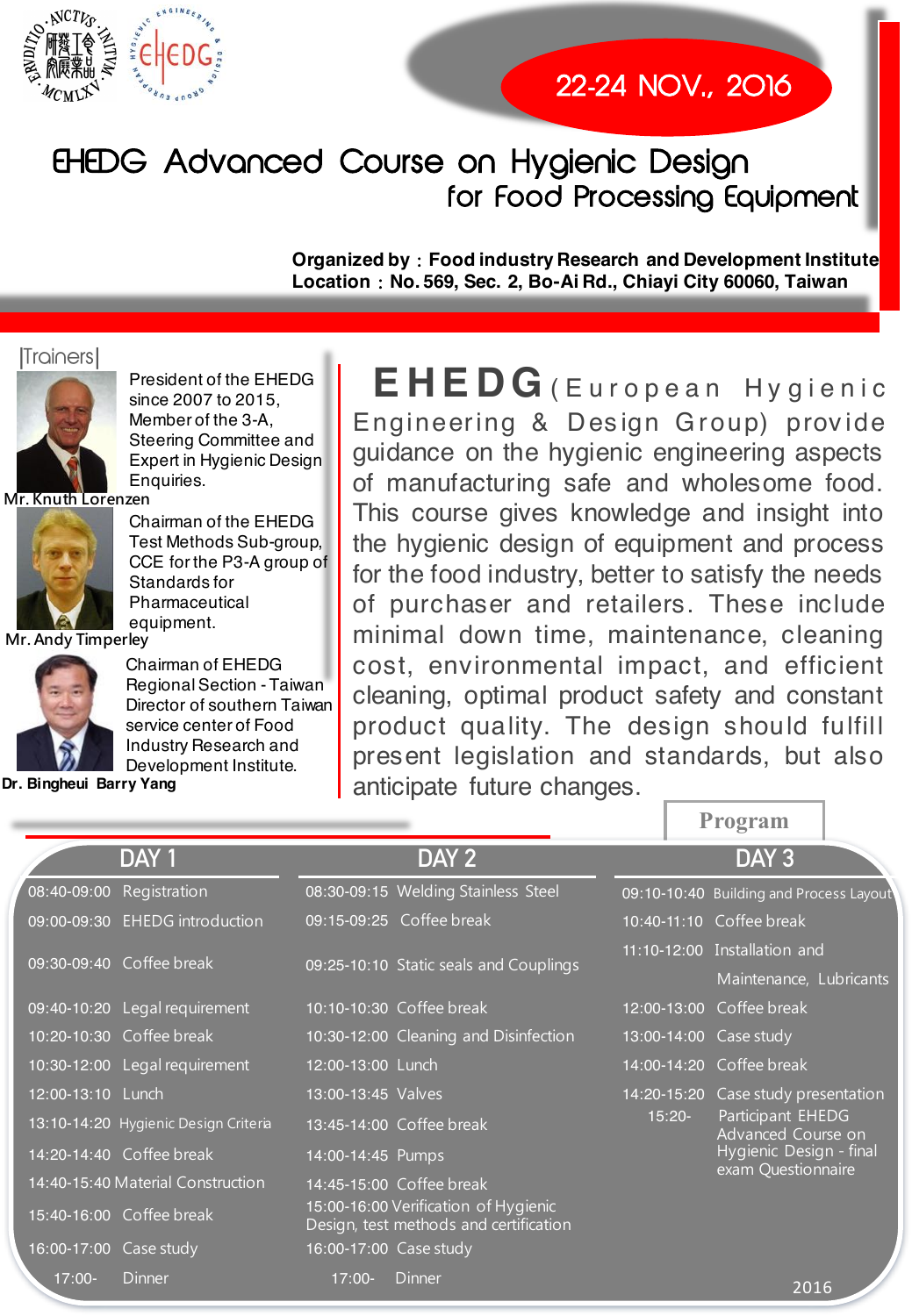22-24 NOV., 2016

# EHEDG Advanced Course on Hygienic Design for Food Processing Equipment

**Organized by：Food industry Research and Development Institute**
**Location：No. 569, Sec. 2, Bo-Ai Rd., Chiayi City 60060, Taiwan**

## |Trainers|

**Mr. Knuth Lorenzen**
President of the EHEDG since 2007 to 2015, Member of the 3-A, Steering Committee and Expert in Hygienic Design Enquiries.

**Mr. Andy Timperley**
Chairman of the EHEDG Test Methods Sub-group, CCE for the P3-A group of Standards for Pharmaceutical equipment.

**Dr. Bingheui Barry Yang**
Chairman of EHEDG Regional Section - Taiwan Director of southern Taiwan service center of Food Industry Research and Development Institute.

**EHEDG** (European Hygienic Engineering & Design Group) provide guidance on the hygienic engineering aspects of manufacturing safe and wholesome food. This course gives knowledge and insight into the hygienic design of equipment and process for the food industry, better to satisfy the needs of purchaser and retailers. These include minimal down time, maintenance, cleaning cost, environmental impact, and efficient cleaning, optimal product safety and constant product quality. The design should fulfill present legislation and standards, but also anticipate future changes.

## Program

| DAY 1 | DAY 2 | DAY 3 |
|---|---|---|
| 08:40-09:00 Registration | 08:30-09:15 Welding Stainless Steel | 09:10-10:40 Building and Process Layout |
| 09:00-09:30 EHEDG introduction | 09:15-09:25 Coffee break | 10:40-11:10 Coffee break |
| 09:30-09:40 Coffee break | 09:25-10:10 Static seals and Couplings | 11:10-12:00 Installation and Maintenance, Lubricants |
| 09:40-10:20 Legal requirement | 10:10-10:30 Coffee break | 12:00-13:00 Coffee break |
| 10:20-10:30 Coffee break | 10:30-12:00 Cleaning and Disinfection | 13:00-14:00 Case study |
| 10:30-12:00 Legal requirement | 12:00-13:00 Lunch | 14:00-14:20 Coffee break |
| 12:00-13:10 Lunch | 13:00-13:45 Valves | 14:20-15:20 Case study presentation |
| 13:10-14:20 Hygienic Design Criteria | 13:45-14:00 Coffee break | 15:20- Participant EHEDG Advanced Course on Hygienic Design - final exam Questionnaire |
| 14:20-14:40 Coffee break | 14:00-14:45 Pumps | |
| 14:40-15:40 Material Construction | 14:45-15:00 Coffee break | |
| 15:40-16:00 Coffee break | 15:00-16:00 Verification of Hygienic Design, test methods and certification | |
| 16:00-17:00 Case study | 16:00-17:00 Case study | |
| 17:00- Dinner | 17:00- Dinner | |

2016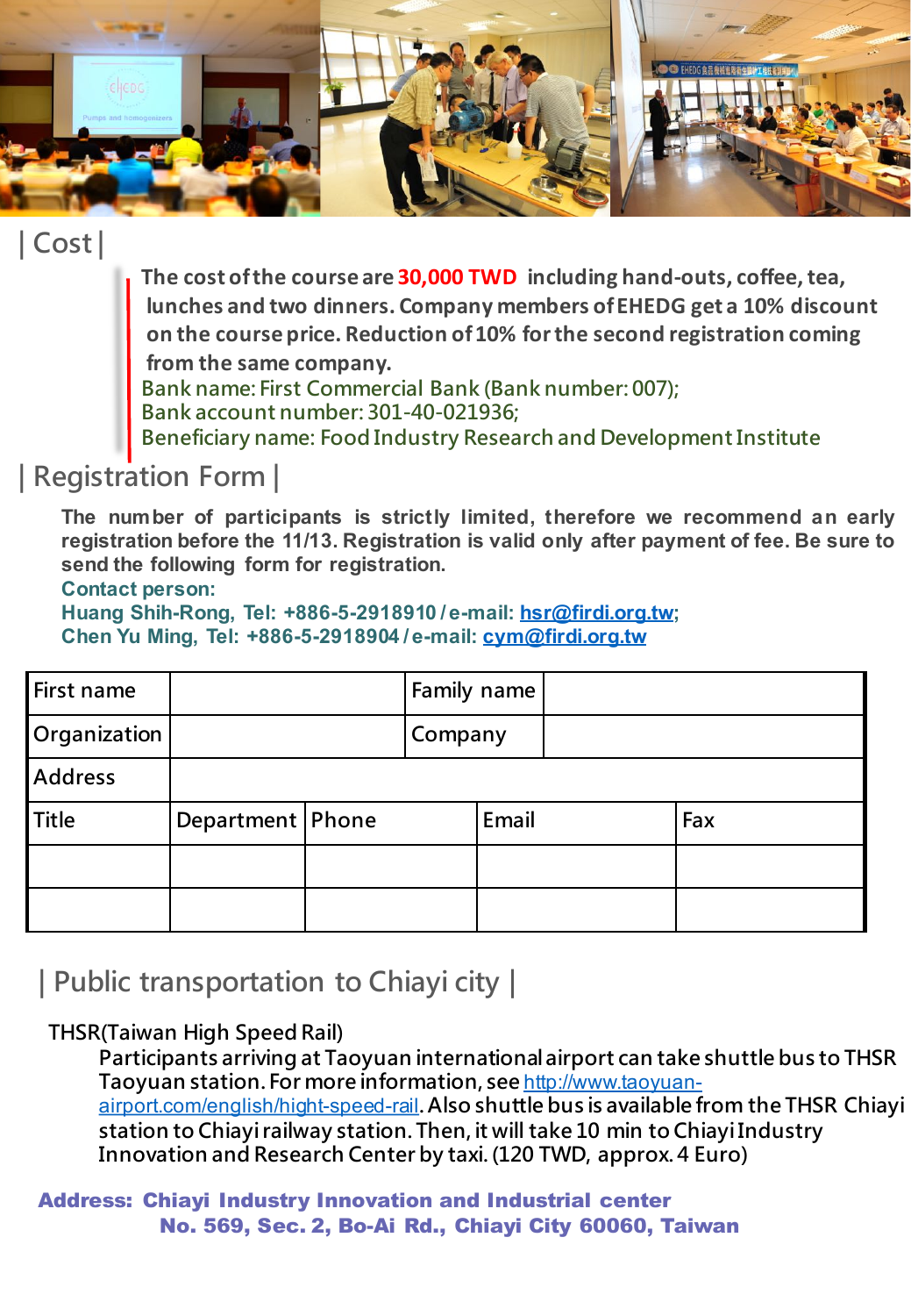## | Cost |

**The cost of the course are 30,000 TWD including hand-outs, coffee, tea, lunches and two dinners. Company members of EHEDG get a 10% discount on the course price. Reduction of 10% for the second registration coming from the same company.**

Bank name: First Commercial Bank (Bank number: 007);
Bank account number: 301-40-021936;
Beneficiary name: Food Industry Research and Development Institute

## | Registration Form |

**The number of participants is strictly limited, therefore we recommend an early registration before the 11/13. Registration is valid only after payment of fee. Be sure to send the following form for registration.**

**Contact person:**
**Huang Shih-Rong, Tel: +886-5-2918910 / e-mail: hsr@firdi.org.tw;**
**Chen Yu Ming, Tel: +886-5-2918904 / e-mail: cym@firdi.org.tw**

| | | | | | |
|---|---|---|---|---|---|
| First name | | | Family name | | |
| Organization | | | Company | | |
| Address | | | | | |
| Title | Department | Phone | | Email | Fax |
| | | | | | |
| | | | | | |

## | Public transportation to Chiayi city |

THSR(Taiwan High Speed Rail)

Participants arriving at Taoyuan international airport can take shuttle bus to THSR Taoyuan station. For more information, see http://www.taoyuan-airport.com/english/hight-speed-rail. Also shuttle bus is available from the THSR Chiayi station to Chiayi railway station. Then, it will take 10 min to Chiayi Industry Innovation and Research Center by taxi. (120 TWD, approx. 4 Euro)

**Address: Chiayi Industry Innovation and Industrial center**
**No. 569, Sec. 2, Bo-Ai Rd., Chiayi City 60060, Taiwan**